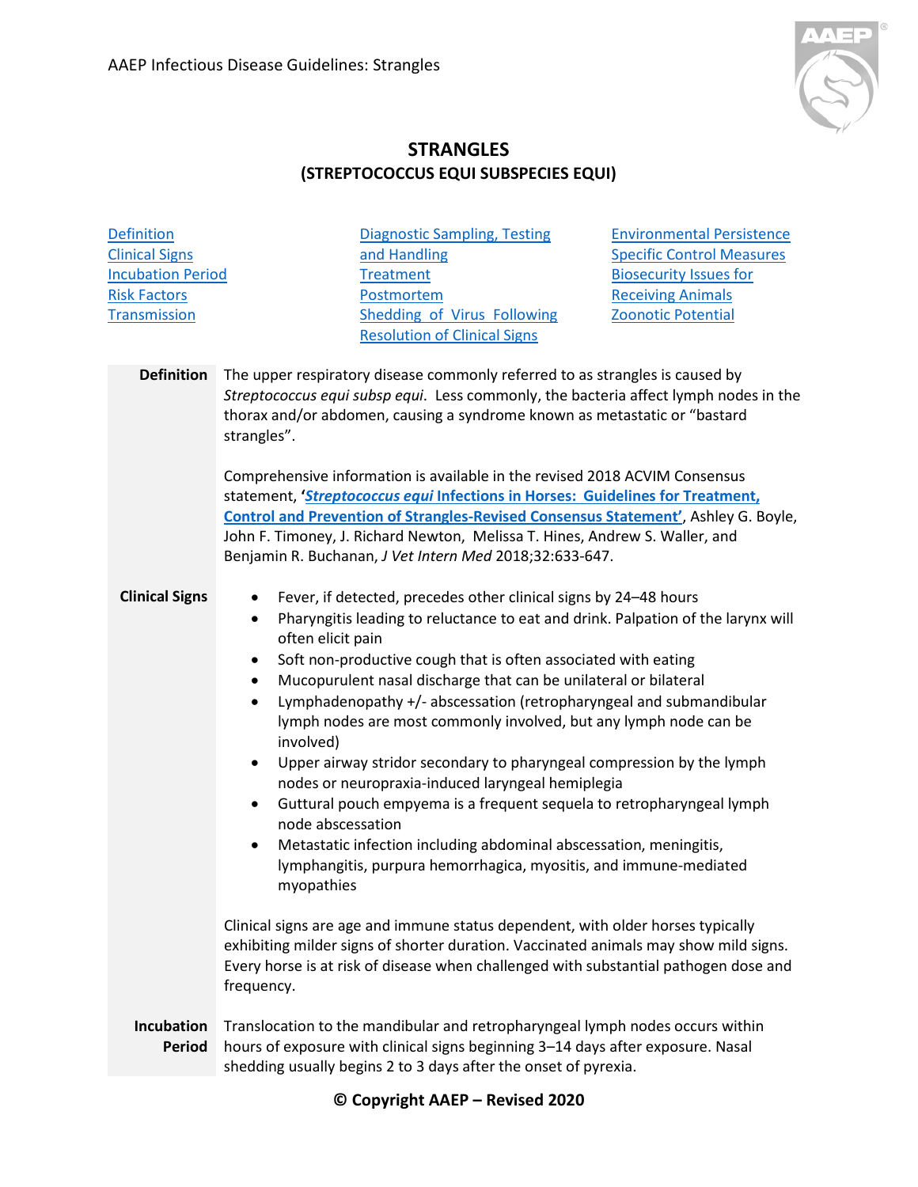# STRANGLES
## (STREPTOCOCCUS EQUI SUBSPECIES EQUI)

[Definition](#)
[Clinical Signs](#)
[Incubation Period](#)
[Risk Factors](#)
[Transmission](#)
[Diagnostic Sampling, Testing and Handling](#)
[Treatment](#)
[Postmortem](#)
[Shedding of Virus Following Resolution of Clinical Signs](#)
[Environmental Persistence](#)
[Specific Control Measures](#)
[Biosecurity Issues for Receiving Animals](#)
[Zoonotic Potential](#)

**Definition**

The upper respiratory disease commonly referred to as strangles is caused by *Streptococcus equi subsp equi*. Less commonly, the bacteria affect lymph nodes in the thorax and/or abdomen, causing a syndrome known as metastatic or "bastard strangles".

Comprehensive information is available in the revised 2018 ACVIM Consensus statement, **'*Streptococcus equi* Infections in Horses: Guidelines for Treatment, Control and Prevention of Strangles-Revised Consensus Statement'**, Ashley G. Boyle, John F. Timoney, J. Richard Newton, Melissa T. Hines, Andrew S. Waller, and Benjamin R. Buchanan, *J Vet Intern Med* 2018;32:633-647.

**Clinical Signs**

- Fever, if detected, precedes other clinical signs by 24–48 hours
- Pharyngitis leading to reluctance to eat and drink. Palpation of the larynx will often elicit pain
- Soft non-productive cough that is often associated with eating
- Mucopurulent nasal discharge that can be unilateral or bilateral
- Lymphadenopathy +/- abscessation (retropharyngeal and submandibular lymph nodes are most commonly involved, but any lymph node can be involved)
- Upper airway stridor secondary to pharyngeal compression by the lymph nodes or neuropraxia-induced laryngeal hemiplegia
- Guttural pouch empyema is a frequent sequela to retropharyngeal lymph node abscessation
- Metastatic infection including abdominal abscessation, meningitis, lymphangitis, purpura hemorrhagica, myositis, and immune-mediated myopathies

Clinical signs are age and immune status dependent, with older horses typically exhibiting milder signs of shorter duration. Vaccinated animals may show mild signs. Every horse is at risk of disease when challenged with substantial pathogen dose and frequency.

**Incubation Period**

Translocation to the mandibular and retropharyngeal lymph nodes occurs within hours of exposure with clinical signs beginning 3–14 days after exposure. Nasal shedding usually begins 2 to 3 days after the onset of pyrexia.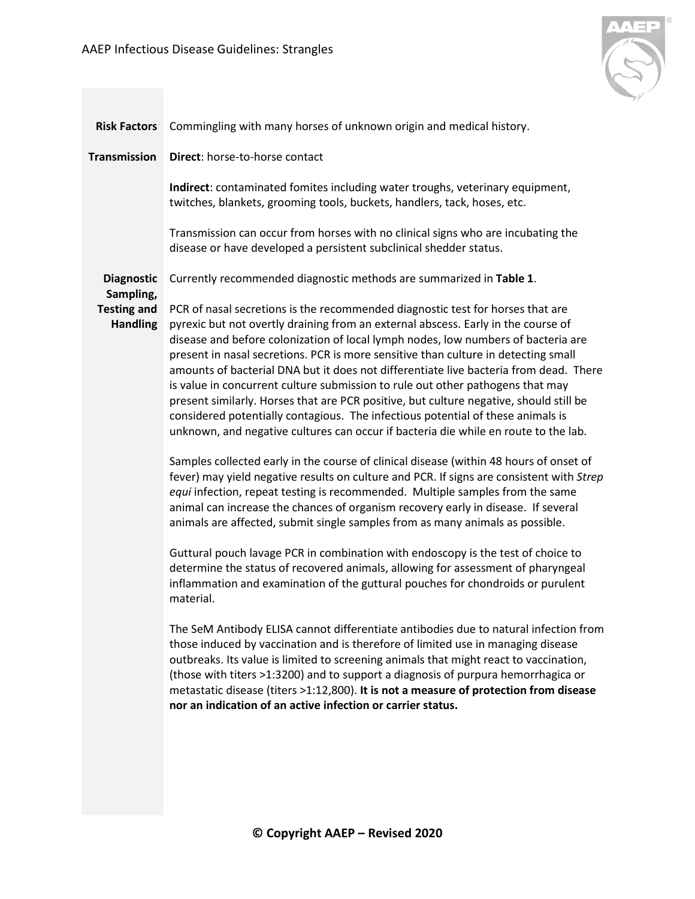**Risk Factors**

Commingling with many horses of unknown origin and medical history.

**Transmission**

**Direct**: horse-to-horse contact

**Indirect**: contaminated fomites including water troughs, veterinary equipment, twitches, blankets, grooming tools, buckets, handlers, tack, hoses, etc.

Transmission can occur from horses with no clinical signs who are incubating the disease or have developed a persistent subclinical shedder status.

**Diagnostic Sampling, Testing and Handling**

Currently recommended diagnostic methods are summarized in **Table 1**.

PCR of nasal secretions is the recommended diagnostic test for horses that are pyrexic but not overtly draining from an external abscess. Early in the course of disease and before colonization of local lymph nodes, low numbers of bacteria are present in nasal secretions. PCR is more sensitive than culture in detecting small amounts of bacterial DNA but it does not differentiate live bacteria from dead. There is value in concurrent culture submission to rule out other pathogens that may present similarly. Horses that are PCR positive, but culture negative, should still be considered potentially contagious. The infectious potential of these animals is unknown, and negative cultures can occur if bacteria die while en route to the lab.

Samples collected early in the course of clinical disease (within 48 hours of onset of fever) may yield negative results on culture and PCR. If signs are consistent with *Strep equi* infection, repeat testing is recommended. Multiple samples from the same animal can increase the chances of organism recovery early in disease. If several animals are affected, submit single samples from as many animals as possible.

Guttural pouch lavage PCR in combination with endoscopy is the test of choice to determine the status of recovered animals, allowing for assessment of pharyngeal inflammation and examination of the guttural pouches for chondroids or purulent material.

The SeM Antibody ELISA cannot differentiate antibodies due to natural infection from those induced by vaccination and is therefore of limited use in managing disease outbreaks. Its value is limited to screening animals that might react to vaccination, (those with titers >1:3200) and to support a diagnosis of purpura hemorrhagica or metastatic disease (titers >1:12,800). **It is not a measure of protection from disease nor an indication of an active infection or carrier status.**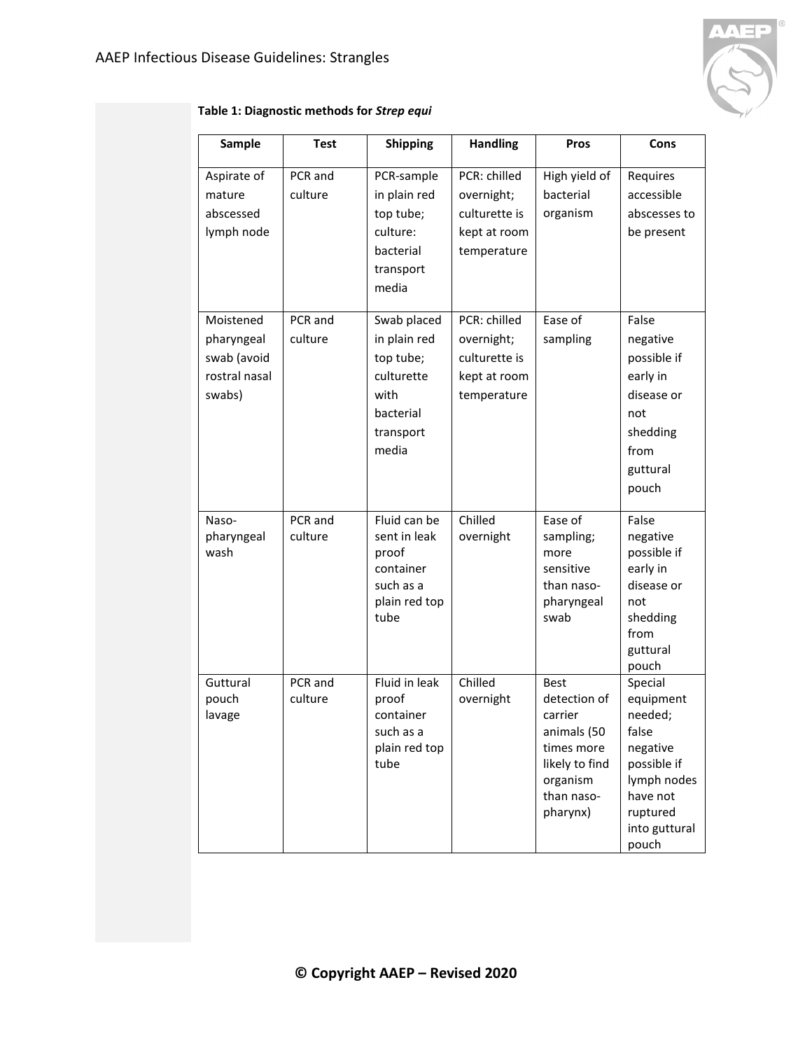**Table 1: Diagnostic methods for *Strep equi***

| Sample | Test | Shipping | Handling | Pros | Cons |
|---|---|---|---|---|---|
| Aspirate of mature abscessed lymph node | PCR and culture | PCR-sample in plain red top tube; culture: bacterial transport media | PCR: chilled overnight; culturette is kept at room temperature | High yield of bacterial organism | Requires accessible abscesses to be present |
| Moistened pharyngeal swab (avoid rostral nasal swabs) | PCR and culture | Swab placed in plain red top tube; culturette with bacterial transport media | PCR: chilled overnight; culturette is kept at room temperature | Ease of sampling | False negative possible if early in disease or not shedding from guttural pouch |
| Naso-pharyngeal wash | PCR and culture | Fluid can be sent in leak proof container such as a plain red top tube | Chilled overnight | Ease of sampling; more sensitive than naso-pharyngeal swab | False negative possible if early in disease or not shedding from guttural pouch |
| Guttural pouch lavage | PCR and culture | Fluid in leak proof container such as a plain red top tube | Chilled overnight | Best detection of carrier animals (50 times more likely to find organism than naso-pharynx) | Special equipment needed; false negative possible if lymph nodes have not ruptured into guttural pouch |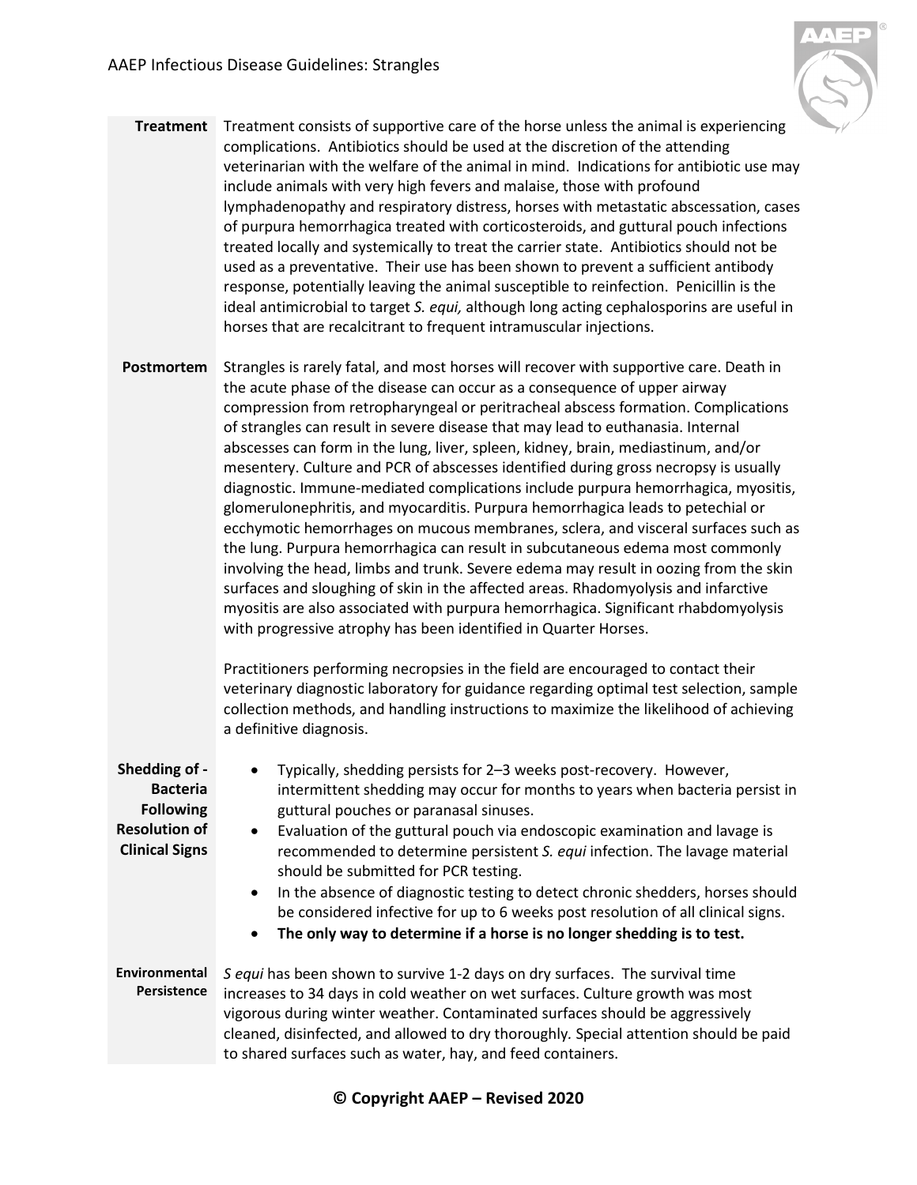**Treatment**

Treatment consists of supportive care of the horse unless the animal is experiencing complications. Antibiotics should be used at the discretion of the attending veterinarian with the welfare of the animal in mind. Indications for antibiotic use may include animals with very high fevers and malaise, those with profound lymphadenopathy and respiratory distress, horses with metastatic abscessation, cases of purpura hemorrhagica treated with corticosteroids, and guttural pouch infections treated locally and systemically to treat the carrier state. Antibiotics should not be used as a preventative. Their use has been shown to prevent a sufficient antibody response, potentially leaving the animal susceptible to reinfection. Penicillin is the ideal antimicrobial to target *S. equi,* although long acting cephalosporins are useful in horses that are recalcitrant to frequent intramuscular injections.

**Postmortem**

Strangles is rarely fatal, and most horses will recover with supportive care. Death in the acute phase of the disease can occur as a consequence of upper airway compression from retropharyngeal or peritracheal abscess formation. Complications of strangles can result in severe disease that may lead to euthanasia. Internal abscesses can form in the lung, liver, spleen, kidney, brain, mediastinum, and/or mesentery. Culture and PCR of abscesses identified during gross necropsy is usually diagnostic. Immune-mediated complications include purpura hemorrhagica, myositis, glomerulonephritis, and myocarditis. Purpura hemorrhagica leads to petechial or ecchymotic hemorrhages on mucous membranes, sclera, and visceral surfaces such as the lung. Purpura hemorrhagica can result in subcutaneous edema most commonly involving the head, limbs and trunk. Severe edema may result in oozing from the skin surfaces and sloughing of skin in the affected areas. Rhadomyolysis and infarctive myositis are also associated with purpura hemorrhagica. Significant rhabdomyolysis with progressive atrophy has been identified in Quarter Horses.

Practitioners performing necropsies in the field are encouraged to contact their veterinary diagnostic laboratory for guidance regarding optimal test selection, sample collection methods, and handling instructions to maximize the likelihood of achieving a definitive diagnosis.

**Shedding of - Bacteria Following Resolution of Clinical Signs**

- Typically, shedding persists for 2–3 weeks post-recovery. However, intermittent shedding may occur for months to years when bacteria persist in guttural pouches or paranasal sinuses.
- Evaluation of the guttural pouch via endoscopic examination and lavage is recommended to determine persistent *S. equi* infection. The lavage material should be submitted for PCR testing.
- In the absence of diagnostic testing to detect chronic shedders, horses should be considered infective for up to 6 weeks post resolution of all clinical signs.
- **The only way to determine if a horse is no longer shedding is to test.**

**Environmental Persistence**

*S equi* has been shown to survive 1-2 days on dry surfaces. The survival time increases to 34 days in cold weather on wet surfaces. Culture growth was most vigorous during winter weather. Contaminated surfaces should be aggressively cleaned, disinfected, and allowed to dry thoroughly. Special attention should be paid to shared surfaces such as water, hay, and feed containers.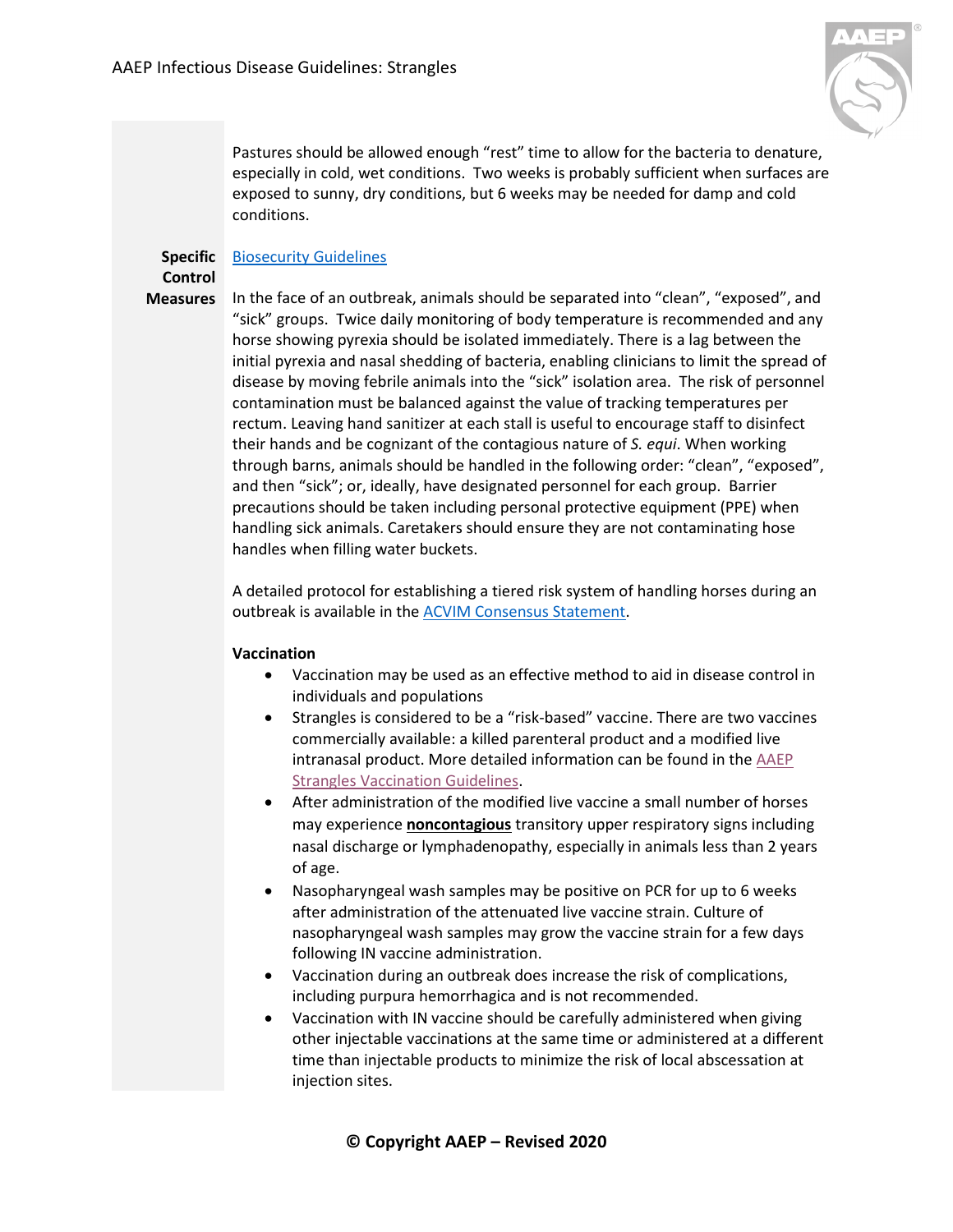Pastures should be allowed enough "rest" time to allow for the bacteria to denature, especially in cold, wet conditions. Two weeks is probably sufficient when surfaces are exposed to sunny, dry conditions, but 6 weeks may be needed for damp and cold conditions.

**Specific Control Measures**

Biosecurity Guidelines

In the face of an outbreak, animals should be separated into "clean", "exposed", and "sick" groups. Twice daily monitoring of body temperature is recommended and any horse showing pyrexia should be isolated immediately. There is a lag between the initial pyrexia and nasal shedding of bacteria, enabling clinicians to limit the spread of disease by moving febrile animals into the "sick" isolation area. The risk of personnel contamination must be balanced against the value of tracking temperatures per rectum. Leaving hand sanitizer at each stall is useful to encourage staff to disinfect their hands and be cognizant of the contagious nature of *S. equi*. When working through barns, animals should be handled in the following order: "clean", "exposed", and then "sick"; or, ideally, have designated personnel for each group. Barrier precautions should be taken including personal protective equipment (PPE) when handling sick animals. Caretakers should ensure they are not contaminating hose handles when filling water buckets.

A detailed protocol for establishing a tiered risk system of handling horses during an outbreak is available in the ACVIM Consensus Statement.

**Vaccination**

- Vaccination may be used as an effective method to aid in disease control in individuals and populations
- Strangles is considered to be a "risk-based" vaccine. There are two vaccines commercially available: a killed parenteral product and a modified live intranasal product. More detailed information can be found in the AAEP Strangles Vaccination Guidelines.
- After administration of the modified live vaccine a small number of horses may experience **noncontagious** transitory upper respiratory signs including nasal discharge or lymphadenopathy, especially in animals less than 2 years of age.
- Nasopharyngeal wash samples may be positive on PCR for up to 6 weeks after administration of the attenuated live vaccine strain. Culture of nasopharyngeal wash samples may grow the vaccine strain for a few days following IN vaccine administration.
- Vaccination during an outbreak does increase the risk of complications, including purpura hemorrhagica and is not recommended.
- Vaccination with IN vaccine should be carefully administered when giving other injectable vaccinations at the same time or administered at a different time than injectable products to minimize the risk of local abscessation at injection sites.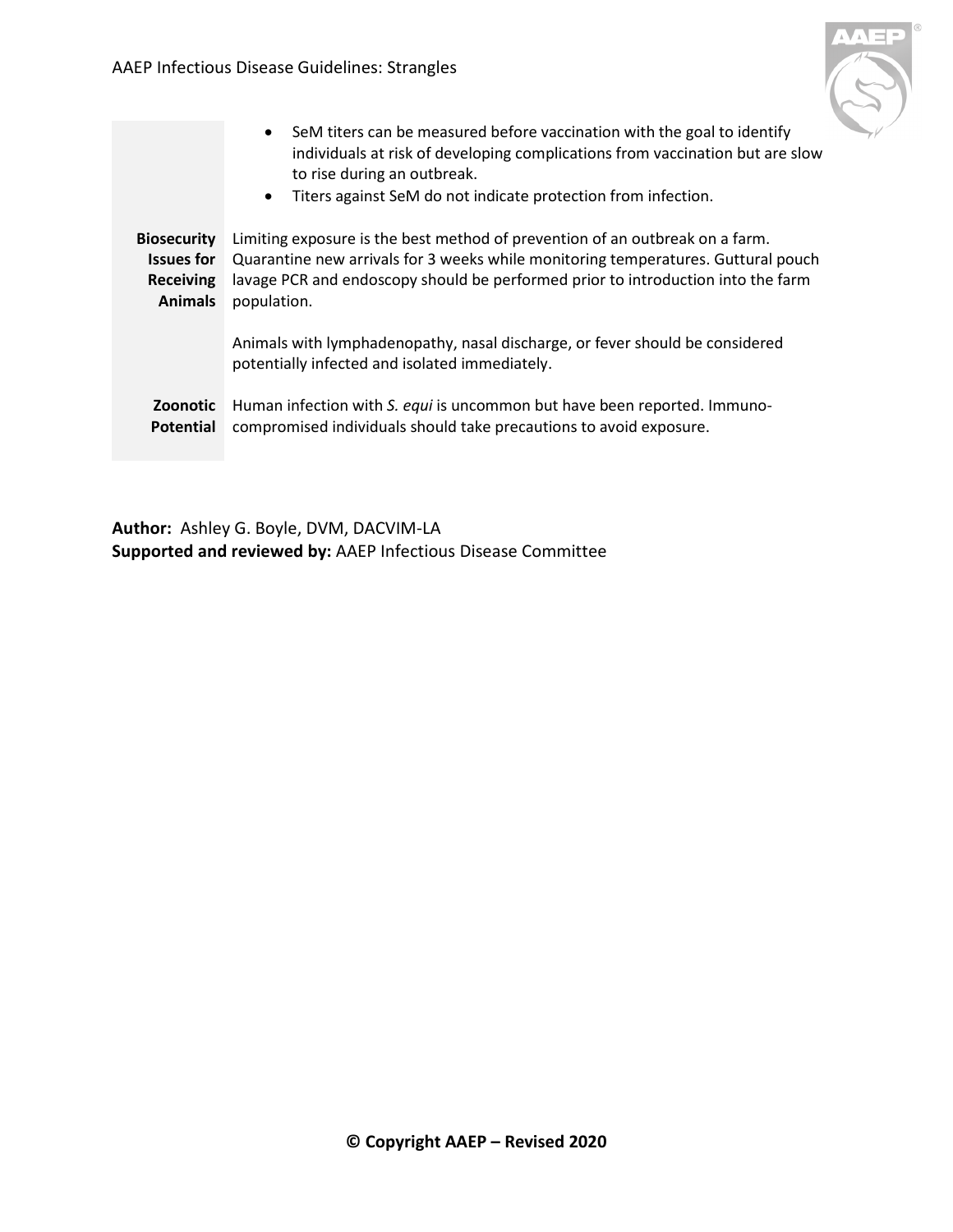| | |
|---|---|
| | - SeM titers can be measured before vaccination with the goal to identify individuals at risk of developing complications from vaccination but are slow to rise during an outbreak.<br>- Titers against SeM do not indicate protection from infection. |
| **Biosecurity Issues for Receiving Animals** | Limiting exposure is the best method of prevention of an outbreak on a farm. Quarantine new arrivals for 3 weeks while monitoring temperatures. Guttural pouch lavage PCR and endoscopy should be performed prior to introduction into the farm population.<br><br>Animals with lymphadenopathy, nasal discharge, or fever should be considered potentially infected and isolated immediately. |
| **Zoonotic Potential** | Human infection with *S. equi* is uncommon but have been reported. Immuno-compromised individuals should take precautions to avoid exposure. |

**Author:** Ashley G. Boyle, DVM, DACVIM-LA
**Supported and reviewed by:** AAEP Infectious Disease Committee

**© Copyright AAEP – Revised 2020**